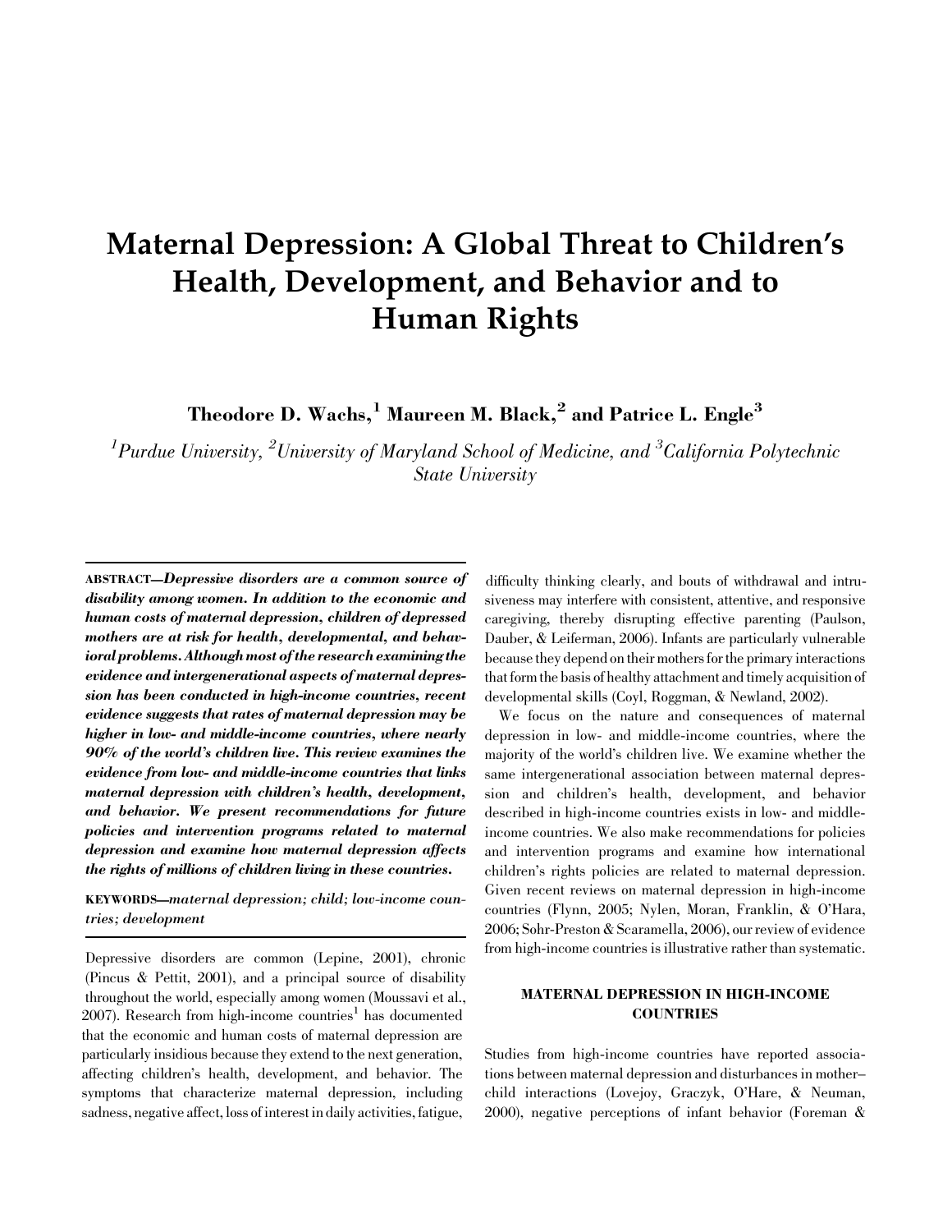# Maternal Depression: A Global Threat to Children's Health, Development, and Behavior and to Human Rights

**Theodore D. Wachs,[1] Maureen M. Black,[2] and Patrice L. Engle[3]**

*[1]Purdue University, [2]University of Maryland School of Medicine, and [3]California Polytechnic State University*

ABSTRACT—***Depressive disorders are a common source of disability among women. In addition to the economic and human costs of maternal depression, children of depressed mothers are at risk for health, developmental, and behavioral problems. Although most of the research examining the evidence and intergenerational aspects of maternal depression has been conducted in high-income countries, recent evidence suggests that rates of maternal depression may be higher in low- and middle-income countries, where nearly 90% of the world's children live. This review examines the evidence from low- and middle-income countries that links maternal depression with children's health, development, and behavior. We present recommendations for future policies and intervention programs related to maternal depression and examine how maternal depression affects the rights of millions of children living in these countries.***

KEYWORDS—*maternal depression; child; low-income countries; development*

Depressive disorders are common (Lepine, 2001), chronic (Pincus & Pettit, 2001), and a principal source of disability throughout the world, especially among women (Moussavi et al., 2007). Research from high-income countries[1] has documented that the economic and human costs of maternal depression are particularly insidious because they extend to the next generation, affecting children's health, development, and behavior. The symptoms that characterize maternal depression, including sadness, negative affect, loss of interest in daily activities, fatigue, difficulty thinking clearly, and bouts of withdrawal and intrusiveness may interfere with consistent, attentive, and responsive caregiving, thereby disrupting effective parenting (Paulson, Dauber, & Leiferman, 2006). Infants are particularly vulnerable because they depend on their mothers for the primary interactions that form the basis of healthy attachment and timely acquisition of developmental skills (Coyl, Roggman, & Newland, 2002).

We focus on the nature and consequences of maternal depression in low- and middle-income countries, where the majority of the world's children live. We examine whether the same intergenerational association between maternal depression and children's health, development, and behavior described in high-income countries exists in low- and middle-income countries. We also make recommendations for policies and intervention programs and examine how international children's rights policies are related to maternal depression. Given recent reviews on maternal depression in high-income countries (Flynn, 2005; Nylen, Moran, Franklin, & O'Hara, 2006; Sohr-Preston & Scaramella, 2006), our review of evidence from high-income countries is illustrative rather than systematic.

## MATERNAL DEPRESSION IN HIGH-INCOME COUNTRIES

Studies from high-income countries have reported associations between maternal depression and disturbances in mother–child interactions (Lovejoy, Graczyk, O'Hare, & Neuman, 2000), negative perceptions of infant behavior (Foreman &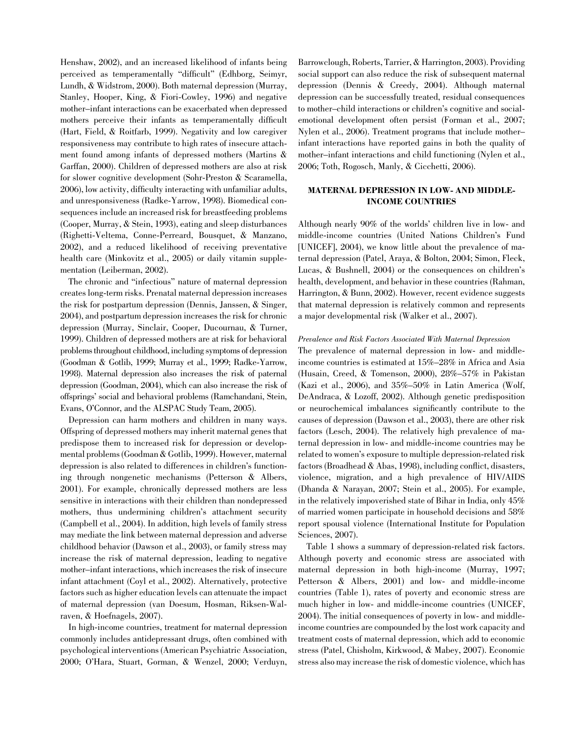Henshaw, 2002), and an increased likelihood of infants being perceived as temperamentally "difficult" (Edhborg, Seimyr, Lundh, & Widstrom, 2000). Both maternal depression (Murray, Stanley, Hooper, King, & Fiori-Cowley, 1996) and negative mother–infant interactions can be exacerbated when depressed mothers perceive their infants as temperamentally difficult (Hart, Field, & Roitfarb, 1999). Negativity and low caregiver responsiveness may contribute to high rates of insecure attachment found among infants of depressed mothers (Martins & Garffan, 2000). Children of depressed mothers are also at risk for slower cognitive development (Sohr-Preston & Scaramella, 2006), low activity, difficulty interacting with unfamiliar adults, and unresponsiveness (Radke-Yarrow, 1998). Biomedical consequences include an increased risk for breastfeeding problems (Cooper, Murray, & Stein, 1993), eating and sleep disturbances (Righetti-Veltema, Conne-Perreard, Bousquet, & Manzano, 2002), and a reduced likelihood of receiving preventative health care (Minkovitz et al., 2005) or daily vitamin supplementation (Leiberman, 2002).

The chronic and "infectious" nature of maternal depression creates long-term risks. Prenatal maternal depression increases the risk for postpartum depression (Dennis, Janssen, & Singer, 2004), and postpartum depression increases the risk for chronic depression (Murray, Sinclair, Cooper, Ducournau, & Turner, 1999). Children of depressed mothers are at risk for behavioral problems throughout childhood, including symptoms of depression (Goodman & Gotlib, 1999; Murray et al., 1999; Radke-Yarrow, 1998). Maternal depression also increases the risk of paternal depression (Goodman, 2004), which can also increase the risk of offsprings' social and behavioral problems (Ramchandani, Stein, Evans, O'Connor, and the ALSPAC Study Team, 2005).

Depression can harm mothers and children in many ways. Offspring of depressed mothers may inherit maternal genes that predispose them to increased risk for depression or developmental problems (Goodman & Gotlib, 1999). However, maternal depression is also related to differences in children's functioning through nongenetic mechanisms (Petterson & Albers, 2001). For example, chronically depressed mothers are less sensitive in interactions with their children than nondepressed mothers, thus undermining children's attachment security (Campbell et al., 2004). In addition, high levels of family stress may mediate the link between maternal depression and adverse childhood behavior (Dawson et al., 2003), or family stress may increase the risk of maternal depression, leading to negative mother–infant interactions, which increases the risk of insecure infant attachment (Coyl et al., 2002). Alternatively, protective factors such as higher education levels can attenuate the impact of maternal depression (van Doesum, Hosman, Riksen-Walraven, & Hoefnagels, 2007).

In high-income countries, treatment for maternal depression commonly includes antidepressant drugs, often combined with psychological interventions (American Psychiatric Association, 2000; O'Hara, Stuart, Gorman, & Wenzel, 2000; Verduyn, Barrowclough, Roberts, Tarrier, & Harrington, 2003). Providing social support can also reduce the risk of subsequent maternal depression (Dennis & Creedy, 2004). Although maternal depression can be successfully treated, residual consequences to mother–child interactions or children's cognitive and social-emotional development often persist (Forman et al., 2007; Nylen et al., 2006). Treatment programs that include mother–infant interactions have reported gains in both the quality of mother–infant interactions and child functioning (Nylen et al., 2006; Toth, Rogosch, Manly, & Cicchetti, 2006).

## MATERNAL DEPRESSION IN LOW- AND MIDDLE-INCOME COUNTRIES

Although nearly 90% of the worlds' children live in low- and middle-income countries (United Nations Children's Fund [UNICEF], 2004), we know little about the prevalence of maternal depression (Patel, Araya, & Bolton, 2004; Simon, Fleck, Lucas, & Bushnell, 2004) or the consequences on children's health, development, and behavior in these countries (Rahman, Harrington, & Bunn, 2002). However, recent evidence suggests that maternal depression is relatively common and represents a major developmental risk (Walker et al., 2007).

### *Prevalence and Risk Factors Associated With Maternal Depression*

The prevalence of maternal depression in low- and middle-income countries is estimated at 15%–28% in Africa and Asia (Husain, Creed, & Tomenson, 2000), 28%–57% in Pakistan (Kazi et al., 2006), and 35%–50% in Latin America (Wolf, DeAndraca, & Lozoff, 2002). Although genetic predisposition or neurochemical imbalances significantly contribute to the causes of depression (Dawson et al., 2003), there are other risk factors (Lesch, 2004). The relatively high prevalence of maternal depression in low- and middle-income countries may be related to women's exposure to multiple depression-related risk factors (Broadhead & Abas, 1998), including conflict, disasters, violence, migration, and a high prevalence of HIV/AIDS (Dhanda & Narayan, 2007; Stein et al., 2005). For example, in the relatively impoverished state of Bihar in India, only 45% of married women participate in household decisions and 58% report spousal violence (International Institute for Population Sciences, 2007).

Table 1 shows a summary of depression-related risk factors. Although poverty and economic stress are associated with maternal depression in both high-income (Murray, 1997; Petterson & Albers, 2001) and low- and middle-income countries (Table 1), rates of poverty and economic stress are much higher in low- and middle-income countries (UNICEF, 2004). The initial consequences of poverty in low- and middle-income countries are compounded by the lost work capacity and treatment costs of maternal depression, which add to economic stress (Patel, Chisholm, Kirkwood, & Mabey, 2007). Economic stress also may increase the risk of domestic violence, which has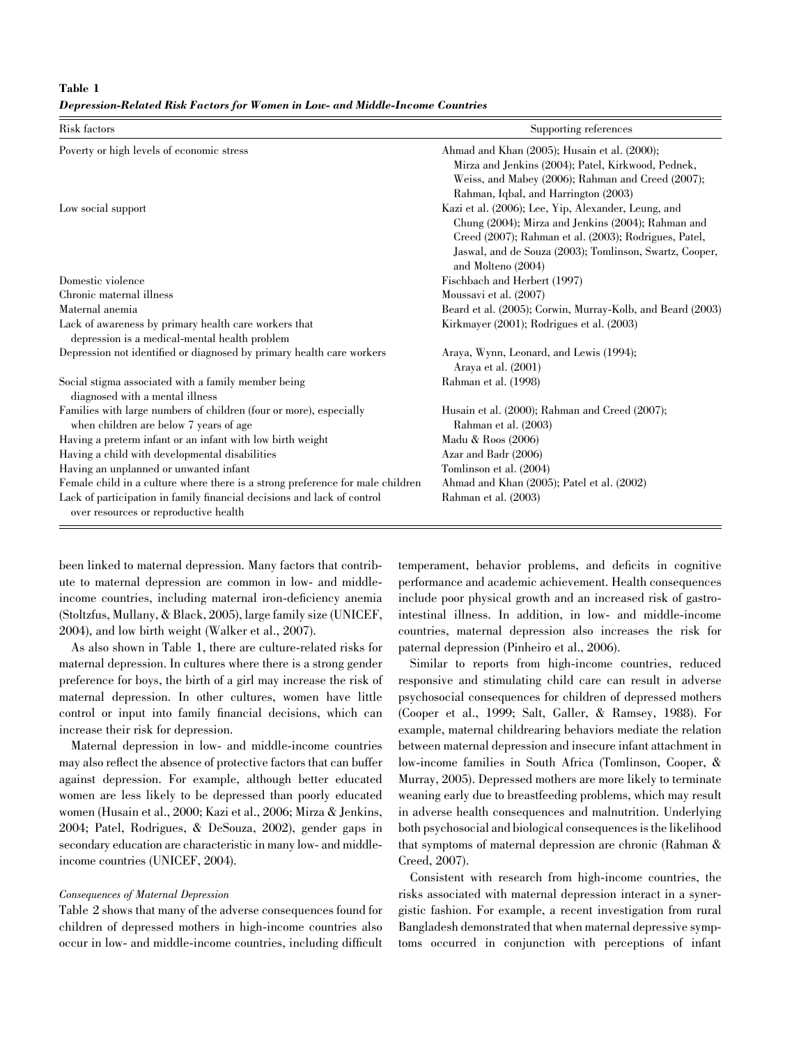**Table 1**
***Depression-Related Risk Factors for Women in Low- and Middle-Income Countries***

| Risk factors | Supporting references |
|---|---|
| Poverty or high levels of economic stress | Ahmad and Khan (2005); Husain et al. (2000); Mirza and Jenkins (2004); Patel, Kirkwood, Pednek, Weiss, and Mabey (2006); Rahman and Creed (2007); Rahman, Iqbal, and Harrington (2003) |
| Low social support | Kazi et al. (2006); Lee, Yip, Alexander, Leung, and Chung (2004); Mirza and Jenkins (2004); Rahman and Creed (2007); Rahman et al. (2003); Rodrigues, Patel, Jaswal, and de Souza (2003); Tomlinson, Swartz, Cooper, and Molteno (2004) |
| Domestic violence | Fischbach and Herbert (1997) |
| Chronic maternal illness | Moussavi et al. (2007) |
| Maternal anemia | Beard et al. (2005); Corwin, Murray-Kolb, and Beard (2003) |
| Lack of awareness by primary health care workers that depression is a medical-mental health problem | Kirkmayer (2001); Rodrigues et al. (2003) |
| Depression not identified or diagnosed by primary health care workers | Araya, Wynn, Leonard, and Lewis (1994); Araya et al. (2001) |
| Social stigma associated with a family member being diagnosed with a mental illness | Rahman et al. (1998) |
| Families with large numbers of children (four or more), especially when children are below 7 years of age | Husain et al. (2000); Rahman and Creed (2007); Rahman et al. (2003) |
| Having a preterm infant or an infant with low birth weight | Madu & Roos (2006) |
| Having a child with developmental disabilities | Azar and Badr (2006) |
| Having an unplanned or unwanted infant | Tomlinson et al. (2004) |
| Female child in a culture where there is a strong preference for male children | Ahmad and Khan (2005); Patel et al. (2002) |
| Lack of participation in family financial decisions and lack of control over resources or reproductive health | Rahman et al. (2003) |

been linked to maternal depression. Many factors that contribute to maternal depression are common in low- and middle-income countries, including maternal iron-deficiency anemia (Stoltzfus, Mullany, & Black, 2005), large family size (UNICEF, 2004), and low birth weight (Walker et al., 2007).

As also shown in Table 1, there are culture-related risks for maternal depression. In cultures where there is a strong gender preference for boys, the birth of a girl may increase the risk of maternal depression. In other cultures, women have little control or input into family financial decisions, which can increase their risk for depression.

Maternal depression in low- and middle-income countries may also reflect the absence of protective factors that can buffer against depression. For example, although better educated women are less likely to be depressed than poorly educated women (Husain et al., 2000; Kazi et al., 2006; Mirza & Jenkins, 2004; Patel, Rodrigues, & DeSouza, 2002), gender gaps in secondary education are characteristic in many low- and middle-income countries (UNICEF, 2004).

*Consequences of Maternal Depression*

Table 2 shows that many of the adverse consequences found for children of depressed mothers in high-income countries also occur in low- and middle-income countries, including difficult temperament, behavior problems, and deficits in cognitive performance and academic achievement. Health consequences include poor physical growth and an increased risk of gastrointestinal illness. In addition, in low- and middle-income countries, maternal depression also increases the risk for paternal depression (Pinheiro et al., 2006).

Similar to reports from high-income countries, reduced responsive and stimulating child care can result in adverse psychosocial consequences for children of depressed mothers (Cooper et al., 1999; Salt, Galler, & Ramsey, 1988). For example, maternal childrearing behaviors mediate the relation between maternal depression and insecure infant attachment in low-income families in South Africa (Tomlinson, Cooper, & Murray, 2005). Depressed mothers are more likely to terminate weaning early due to breastfeeding problems, which may result in adverse health consequences and malnutrition. Underlying both psychosocial and biological consequences is the likelihood that symptoms of maternal depression are chronic (Rahman & Creed, 2007).

Consistent with research from high-income countries, the risks associated with maternal depression interact in a synergistic fashion. For example, a recent investigation from rural Bangladesh demonstrated that when maternal depressive symptoms occurred in conjunction with perceptions of infant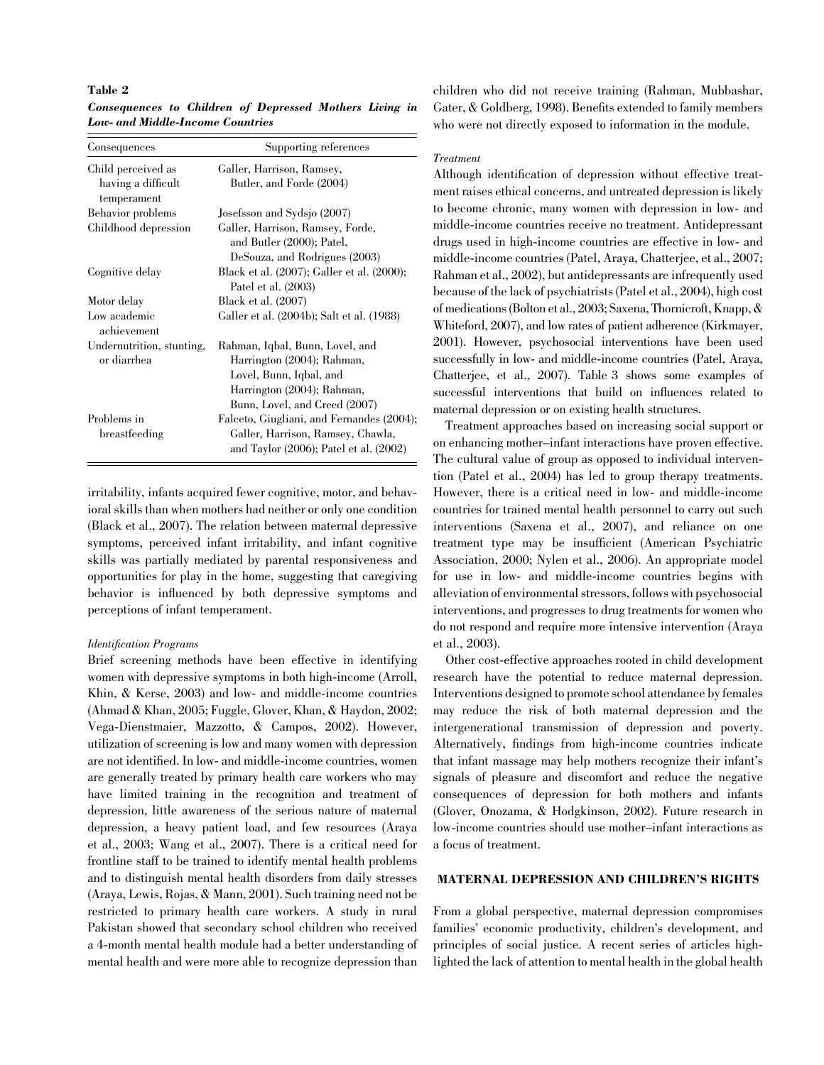**Table 2**

***Consequences to Children of Depressed Mothers Living in Low- and Middle-Income Countries***

| Consequences | Supporting references |
|---|---|
| Child perceived as having a difficult temperament | Galler, Harrison, Ramsey, Butler, and Forde (2004) |
| Behavior problems | Josefsson and Sydsjo (2007) |
| Childhood depression | Galler, Harrison, Ramsey, Forde, and Butler (2000); Patel, DeSouza, and Rodrigues (2003) |
| Cognitive delay | Black et al. (2007); Galler et al. (2000); Patel et al. (2003) |
| Motor delay | Black et al. (2007) |
| Low academic achievement | Galler et al. (2004b); Salt et al. (1988) |
| Undernutrition, stunting, or diarrhea | Rahman, Iqbal, Bunn, Lovel, and Harrington (2004); Rahman, Lovel, Bunn, Iqbal, and Harrington (2004); Rahman, Bunn, Lovel, and Creed (2007) |
| Problems in breastfeeding | Falceto, Giugliani, and Fernandes (2004); Galler, Harrison, Ramsey, Chawla, and Taylor (2006); Patel et al. (2002) |

irritability, infants acquired fewer cognitive, motor, and behavioral skills than when mothers had neither or only one condition (Black et al., 2007). The relation between maternal depressive symptoms, perceived infant irritability, and infant cognitive skills was partially mediated by parental responsiveness and opportunities for play in the home, suggesting that caregiving behavior is influenced by both depressive symptoms and perceptions of infant temperament.

*Identification Programs*

Brief screening methods have been effective in identifying women with depressive symptoms in both high-income (Arroll, Khin, & Kerse, 2003) and low- and middle-income countries (Ahmad & Khan, 2005; Fuggle, Glover, Khan, & Haydon, 2002; Vega-Dienstmaier, Mazzotto, & Campos, 2002). However, utilization of screening is low and many women with depression are not identified. In low- and middle-income countries, women are generally treated by primary health care workers who may have limited training in the recognition and treatment of depression, little awareness of the serious nature of maternal depression, a heavy patient load, and few resources (Araya et al., 2003; Wang et al., 2007). There is a critical need for frontline staff to be trained to identify mental health problems and to distinguish mental health disorders from daily stresses (Araya, Lewis, Rojas, & Mann, 2001). Such training need not be restricted to primary health care workers. A study in rural Pakistan showed that secondary school children who received a 4-month mental health module had a better understanding of mental health and were more able to recognize depression than children who did not receive training (Rahman, Mubbashar, Gater, & Goldberg, 1998). Benefits extended to family members who were not directly exposed to information in the module.

*Treatment*

Although identification of depression without effective treatment raises ethical concerns, and untreated depression is likely to become chronic, many women with depression in low- and middle-income countries receive no treatment. Antidepressant drugs used in high-income countries are effective in low- and middle-income countries (Patel, Araya, Chatterjee, et al., 2007; Rahman et al., 2002), but antidepressants are infrequently used because of the lack of psychiatrists (Patel et al., 2004), high cost of medications (Bolton et al., 2003; Saxena, Thornicroft, Knapp, & Whiteford, 2007), and low rates of patient adherence (Kirkmayer, 2001). However, psychosocial interventions have been used successfully in low- and middle-income countries (Patel, Araya, Chatterjee, et al., 2007). Table 3 shows some examples of successful interventions that build on influences related to maternal depression or on existing health structures.

Treatment approaches based on increasing social support or on enhancing mother–infant interactions have proven effective. The cultural value of group as opposed to individual intervention (Patel et al., 2004) has led to group therapy treatments. However, there is a critical need in low- and middle-income countries for trained mental health personnel to carry out such interventions (Saxena et al., 2007), and reliance on one treatment type may be insufficient (American Psychiatric Association, 2000; Nylen et al., 2006). An appropriate model for use in low- and middle-income countries begins with alleviation of environmental stressors, follows with psychosocial interventions, and progresses to drug treatments for women who do not respond and require more intensive intervention (Araya et al., 2003).

Other cost-effective approaches rooted in child development research have the potential to reduce maternal depression. Interventions designed to promote school attendance by females may reduce the risk of both maternal depression and the intergenerational transmission of depression and poverty. Alternatively, findings from high-income countries indicate that infant massage may help mothers recognize their infant's signals of pleasure and discomfort and reduce the negative consequences of depression for both mothers and infants (Glover, Onozama, & Hodgkinson, 2002). Future research in low-income countries should use mother–infant interactions as a focus of treatment.

## MATERNAL DEPRESSION AND CHILDREN'S RIGHTS

From a global perspective, maternal depression compromises families' economic productivity, children's development, and principles of social justice. A recent series of articles highlighted the lack of attention to mental health in the global health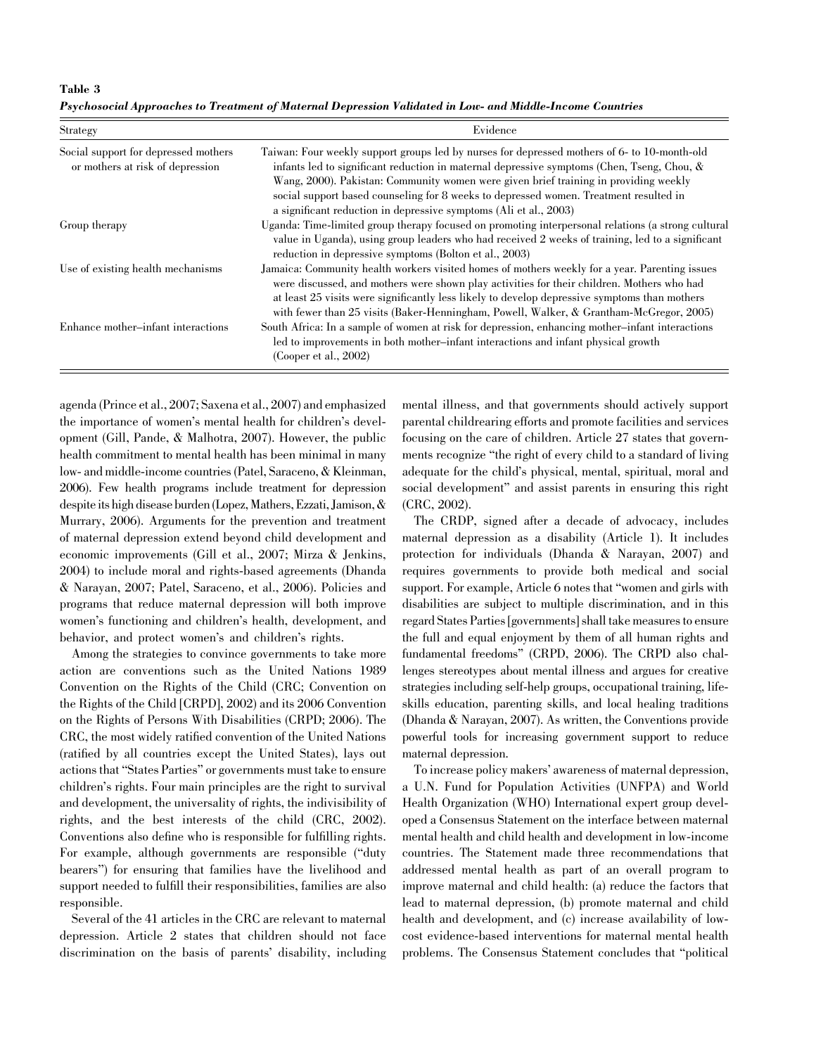**Table 3**

***Psychosocial Approaches to Treatment of Maternal Depression Validated in Low- and Middle-Income Countries***

| Strategy | Evidence |
|---|---|
| Social support for depressed mothers or mothers at risk of depression | Taiwan: Four weekly support groups led by nurses for depressed mothers of 6- to 10-month-old infants led to significant reduction in maternal depressive symptoms (Chen, Tseng, Chou, & Wang, 2000). Pakistan: Community women were given brief training in providing weekly social support based counseling for 8 weeks to depressed women. Treatment resulted in a significant reduction in depressive symptoms (Ali et al., 2003) |
| Group therapy | Uganda: Time-limited group therapy focused on promoting interpersonal relations (a strong cultural value in Uganda), using group leaders who had received 2 weeks of training, led to a significant reduction in depressive symptoms (Bolton et al., 2003) |
| Use of existing health mechanisms | Jamaica: Community health workers visited homes of mothers weekly for a year. Parenting issues were discussed, and mothers were shown play activities for their children. Mothers who had at least 25 visits were significantly less likely to develop depressive symptoms than mothers with fewer than 25 visits (Baker-Henningham, Powell, Walker, & Grantham-McGregor, 2005) |
| Enhance mother–infant interactions | South Africa: In a sample of women at risk for depression, enhancing mother–infant interactions led to improvements in both mother–infant interactions and infant physical growth (Cooper et al., 2002) |

agenda (Prince et al., 2007; Saxena et al., 2007) and emphasized the importance of women's mental health for children's development (Gill, Pande, & Malhotra, 2007). However, the public health commitment to mental health has been minimal in many low- and middle-income countries (Patel, Saraceno, & Kleinman, 2006). Few health programs include treatment for depression despite its high disease burden (Lopez, Mathers, Ezzati, Jamison, & Murrary, 2006). Arguments for the prevention and treatment of maternal depression extend beyond child development and economic improvements (Gill et al., 2007; Mirza & Jenkins, 2004) to include moral and rights-based agreements (Dhanda & Narayan, 2007; Patel, Saraceno, et al., 2006). Policies and programs that reduce maternal depression will both improve women's functioning and children's health, development, and behavior, and protect women's and children's rights.

Among the strategies to convince governments to take more action are conventions such as the United Nations 1989 Convention on the Rights of the Child (CRC; Convention on the Rights of the Child [CRPD], 2002) and its 2006 Convention on the Rights of Persons With Disabilities (CRPD; 2006). The CRC, the most widely ratified convention of the United Nations (ratified by all countries except the United States), lays out actions that "States Parties" or governments must take to ensure children's rights. Four main principles are the right to survival and development, the universality of rights, the indivisibility of rights, and the best interests of the child (CRC, 2002). Conventions also define who is responsible for fulfilling rights. For example, although governments are responsible ("duty bearers") for ensuring that families have the livelihood and support needed to fulfill their responsibilities, families are also responsible.

Several of the 41 articles in the CRC are relevant to maternal depression. Article 2 states that children should not face discrimination on the basis of parents' disability, including mental illness, and that governments should actively support parental childrearing efforts and promote facilities and services focusing on the care of children. Article 27 states that governments recognize "the right of every child to a standard of living adequate for the child's physical, mental, spiritual, moral and social development" and assist parents in ensuring this right (CRC, 2002).

The CRDP, signed after a decade of advocacy, includes maternal depression as a disability (Article 1). It includes protection for individuals (Dhanda & Narayan, 2007) and requires governments to provide both medical and social support. For example, Article 6 notes that "women and girls with disabilities are subject to multiple discrimination, and in this regard States Parties [governments] shall take measures to ensure the full and equal enjoyment by them of all human rights and fundamental freedoms" (CRPD, 2006). The CRPD also challenges stereotypes about mental illness and argues for creative strategies including self-help groups, occupational training, life-skills education, parenting skills, and local healing traditions (Dhanda & Narayan, 2007). As written, the Conventions provide powerful tools for increasing government support to reduce maternal depression.

To increase policy makers' awareness of maternal depression, a U.N. Fund for Population Activities (UNFPA) and World Health Organization (WHO) International expert group developed a Consensus Statement on the interface between maternal mental health and child health and development in low-income countries. The Statement made three recommendations that addressed mental health as part of an overall program to improve maternal and child health: (a) reduce the factors that lead to maternal depression, (b) promote maternal and child health and development, and (c) increase availability of low-cost evidence-based interventions for maternal mental health problems. The Consensus Statement concludes that "political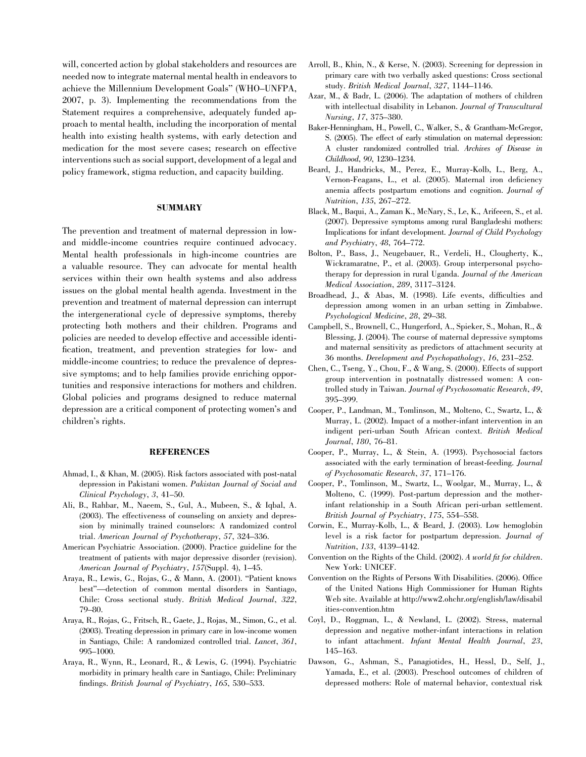will, concerted action by global stakeholders and resources are needed now to integrate maternal mental health in endeavors to achieve the Millennium Development Goals" (WHO–UNFPA, 2007, p. 3). Implementing the recommendations from the Statement requires a comprehensive, adequately funded approach to mental health, including the incorporation of mental health into existing health systems, with early detection and medication for the most severe cases; research on effective interventions such as social support, development of a legal and policy framework, stigma reduction, and capacity building.

## SUMMARY

The prevention and treatment of maternal depression in low- and middle-income countries require continued advocacy. Mental health professionals in high-income countries are a valuable resource. They can advocate for mental health services within their own health systems and also address issues on the global mental health agenda. Investment in the prevention and treatment of maternal depression can interrupt the intergenerational cycle of depressive symptoms, thereby protecting both mothers and their children. Programs and policies are needed to develop effective and accessible identification, treatment, and prevention strategies for low- and middle-income countries; to reduce the prevalence of depressive symptoms; and to help families provide enriching opportunities and responsive interactions for mothers and children. Global policies and programs designed to reduce maternal depression are a critical component of protecting women's and children's rights.

## REFERENCES

Ahmad, I., & Khan, M. (2005). Risk factors associated with post-natal depression in Pakistani women. *Pakistan Journal of Social and Clinical Psychology*, *3*, 41–50.

Ali, B., Rahbar, M., Naeem, S., Gul, A., Mubeen, S., & Iqbal, A. (2003). The effectiveness of counseling on anxiety and depression by minimally trained counselors: A randomized control trial. *American Journal of Psychotherapy*, *57*, 324–336.

American Psychiatric Association. (2000). Practice guideline for the treatment of patients with major depressive disorder (revision). *American Journal of Psychiatry*, *157*(Suppl. 4), 1–45.

Araya, R., Lewis, G., Rojas, G., & Mann, A. (2001). "Patient knows best"—detection of common mental disorders in Santiago, Chile: Cross sectional study. *British Medical Journal*, *322*, 79–80.

Araya, R., Rojas, G., Fritsch, R., Gaete, J., Rojas, M., Simon, G., et al. (2003). Treating depression in primary care in low-income women in Santiago, Chile: A randomized controlled trial. *Lancet*, *361*, 995–1000.

Araya, R., Wynn, R., Leonard, R., & Lewis, G. (1994). Psychiatric morbidity in primary health care in Santiago, Chile: Preliminary findings. *British Journal of Psychiatry*, *165*, 530–533.

Arroll, B., Khin, N., & Kerse, N. (2003). Screening for depression in primary care with two verbally asked questions: Cross sectional study. *British Medical Journal*, *327*, 1144–1146.

Azar, M., & Badr, L. (2006). The adaptation of mothers of children with intellectual disability in Lebanon. *Journal of Transcultural Nursing*, *17*, 375–380.

Baker-Henningham, H., Powell, C., Walker, S., & Grantham-McGregor, S. (2005). The effect of early stimulation on maternal depression: A cluster randomized controlled trial. *Archives of Disease in Childhood*, *90*, 1230–1234.

Beard, J., Handricks, M., Perez, E., Murray-Kolb, L., Berg, A., Vernon-Feagans, L., et al. (2005). Maternal iron deficiency anemia affects postpartum emotions and cognition. *Journal of Nutrition*, *135*, 267–272.

Black, M., Baqui, A., Zaman K., McNary, S., Le, K., Arifeeen, S., et al. (2007). Depressive symptoms among rural Bangladeshi mothers: Implications for infant development. *Journal of Child Psychology and Psychiatry*, *48*, 764–772.

Bolton, P., Bass, J., Neugebauer, R., Verdeli, H., Clougherty, K., Wickramaratne, P., et al. (2003). Group interpersonal psychotherapy for depression in rural Uganda. *Journal of the American Medical Association*, *289*, 3117–3124.

Broadhead, J., & Abas, M. (1998). Life events, difficulties and depression among women in an urban setting in Zimbabwe. *Psychological Medicine*, *28*, 29–38.

Campbell, S., Brownell, C., Hungerford, A., Spieker, S., Mohan, R., & Blessing, J. (2004). The course of maternal depressive symptoms and maternal sensitivity as predictors of attachment security at 36 months. *Development and Psychopathology*, *16*, 231–252.

Chen, C., Tseng, Y., Chou, F., & Wang, S. (2000). Effects of support group intervention in postnatally distressed women: A controlled study in Taiwan. *Journal of Psychosomatic Research*, *49*, 395–399.

Cooper, P., Landman, M., Tomlinson, M., Molteno, C., Swartz, L., & Murray, L. (2002). Impact of a mother-infant intervention in an indigent peri-urban South African context. *British Medical Journal*, *180*, 76–81.

Cooper, P., Murray, L., & Stein, A. (1993). Psychosocial factors associated with the early termination of breast-feeding. *Journal of Psychosomatic Research*, *37*, 171–176.

Cooper, P., Tomlinson, M., Swartz, L., Woolgar, M., Murray, L., & Molteno, C. (1999). Post-partum depression and the mother-infant relationship in a South African peri-urban settlement. *British Journal of Psychiatry*, *175*, 554–558.

Corwin, E., Murray-Kolb, L., & Beard, J. (2003). Low hemoglobin level is a risk factor for postpartum depression. *Journal of Nutrition*, *133*, 4139–4142.

Convention on the Rights of the Child. (2002). *A world fit for children*. New York: UNICEF.

Convention on the Rights of Persons With Disabilities. (2006). Office of the United Nations High Commissioner for Human Rights Web site. Available at http://www2.ohchr.org/english/law/disabilities-convention.htm

Coyl, D., Roggman, L., & Newland, L. (2002). Stress, maternal depression and negative mother-infant interactions in relation to infant attachment. *Infant Mental Health Journal*, *23*, 145–163.

Dawson, G., Ashman, S., Panagiotides, H., Hessl, D., Self, J., Yamada, E., et al. (2003). Preschool outcomes of children of depressed mothers: Role of maternal behavior, contextual risk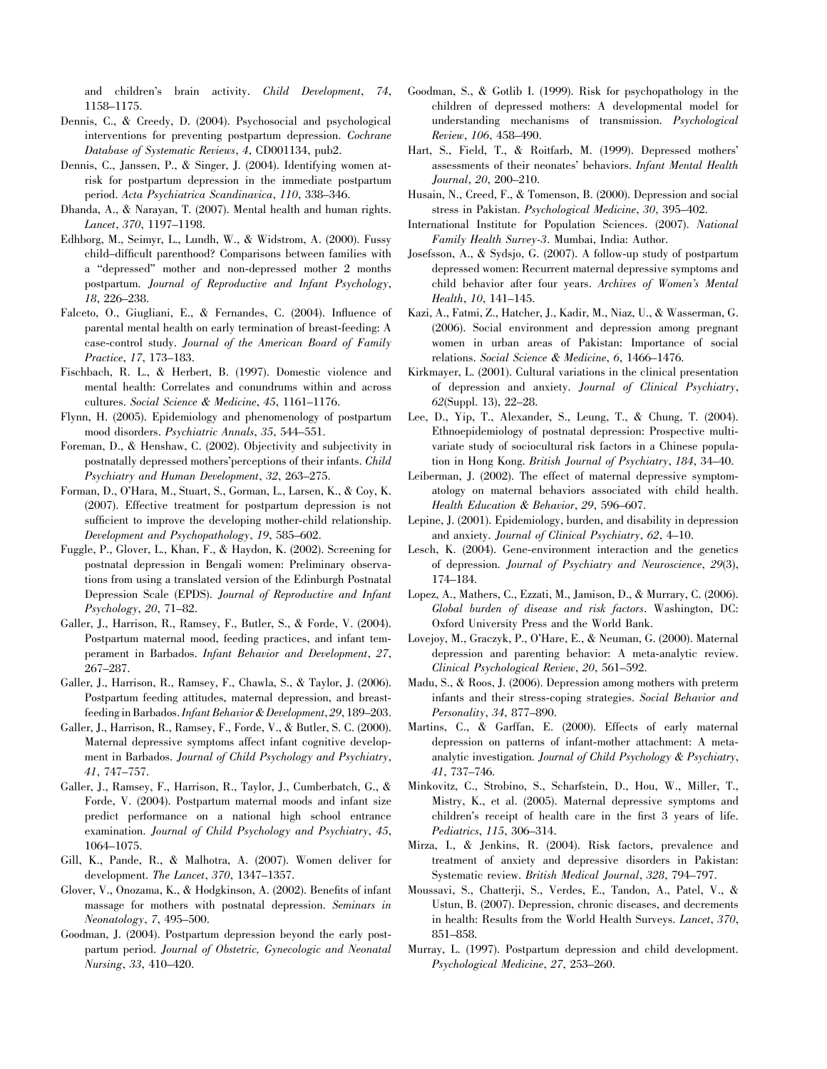and children's brain activity. *Child Development*, *74*, 1158–1175.

Dennis, C., & Creedy, D. (2004). Psychosocial and psychological interventions for preventing postpartum depression. *Cochrane Database of Systematic Reviews*, *4*, CD001134, pub2.

Dennis, C., Janssen, P., & Singer, J. (2004). Identifying women at-risk for postpartum depression in the immediate postpartum period. *Acta Psychiatrica Scandinavica*, *110*, 338–346.

Dhanda, A., & Narayan, T. (2007). Mental health and human rights. *Lancet*, *370*, 1197–1198.

Edhborg, M., Seimyr, L., Lundh, W., & Widstrom, A. (2000). Fussy child–difficult parenthood? Comparisons between families with a "depressed" mother and non-depressed mother 2 months postpartum. *Journal of Reproductive and Infant Psychology*, *18*, 226–238.

Falceto, O., Giugliani, E., & Fernandes, C. (2004). Influence of parental mental health on early termination of breast-feeding: A case-control study. *Journal of the American Board of Family Practice*, *17*, 173–183.

Fischbach, R. L., & Herbert, B. (1997). Domestic violence and mental health: Correlates and conundrums within and across cultures. *Social Science & Medicine*, *45*, 1161–1176.

Flynn, H. (2005). Epidemiology and phenomenology of postpartum mood disorders. *Psychiatric Annals*, *35*, 544–551.

Foreman, D., & Henshaw, C. (2002). Objectivity and subjectivity in postnatally depressed mothers'perceptions of their infants. *Child Psychiatry and Human Development*, *32*, 263–275.

Forman, D., O'Hara, M., Stuart, S., Gorman, L., Larsen, K., & Coy, K. (2007). Effective treatment for postpartum depression is not sufficient to improve the developing mother-child relationship. *Development and Psychopathology*, *19*, 585–602.

Fuggle, P., Glover, L., Khan, F., & Haydon, K. (2002). Screening for postnatal depression in Bengali women: Preliminary observations from using a translated version of the Edinburgh Postnatal Depression Scale (EPDS). *Journal of Reproductive and Infant Psychology*, *20*, 71–82.

Galler, J., Harrison, R., Ramsey, F., Butler, S., & Forde, V. (2004). Postpartum maternal mood, feeding practices, and infant temperament in Barbados. *Infant Behavior and Development*, *27*, 267–287.

Galler, J., Harrison, R., Ramsey, F., Chawla, S., & Taylor, J. (2006). Postpartum feeding attitudes, maternal depression, and breastfeeding in Barbados. *Infant Behavior & Development*, *29*, 189–203.

Galler, J., Harrison, R., Ramsey, F., Forde, V., & Butler, S. C. (2000). Maternal depressive symptoms affect infant cognitive development in Barbados. *Journal of Child Psychology and Psychiatry*, *41*, 747–757.

Galler, J., Ramsey, F., Harrison, R., Taylor, J., Cumberbatch, G., & Forde, V. (2004). Postpartum maternal moods and infant size predict performance on a national high school entrance examination. *Journal of Child Psychology and Psychiatry*, *45*, 1064–1075.

Gill, K., Pande, R., & Malhotra, A. (2007). Women deliver for development. *The Lancet*, *370*, 1347–1357.

Glover, V., Onozama, K., & Hodgkinson, A. (2002). Benefits of infant massage for mothers with postnatal depression. *Seminars in Neonatology*, *7*, 495–500.

Goodman, J. (2004). Postpartum depression beyond the early postpartum period. *Journal of Obstetric, Gynecologic and Neonatal Nursing*, *33*, 410–420.

Goodman, S., & Gotlib I. (1999). Risk for psychopathology in the children of depressed mothers: A developmental model for understanding mechanisms of transmission. *Psychological Review*, *106*, 458–490.

Hart, S., Field, T., & Roitfarb, M. (1999). Depressed mothers' assessments of their neonates' behaviors. *Infant Mental Health Journal*, *20*, 200–210.

Husain, N., Creed, F., & Tomenson, B. (2000). Depression and social stress in Pakistan. *Psychological Medicine*, *30*, 395–402.

International Institute for Population Sciences. (2007). *National Family Health Survey-3*. Mumbai, India: Author.

Josefsson, A., & Sydsjo, G. (2007). A follow-up study of postpartum depressed women: Recurrent maternal depressive symptoms and child behavior after four years. *Archives of Women's Mental Health*, *10*, 141–145.

Kazi, A., Fatmi, Z., Hatcher, J., Kadir, M., Niaz, U., & Wasserman, G. (2006). Social environment and depression among pregnant women in urban areas of Pakistan: Importance of social relations. *Social Science & Medicine*, *6*, 1466–1476.

Kirkmayer, L. (2001). Cultural variations in the clinical presentation of depression and anxiety. *Journal of Clinical Psychiatry*, *62*(Suppl. 13), 22–28.

Lee, D., Yip, T., Alexander, S., Leung, T., & Chung, T. (2004). Ethnoepidemiology of postnatal depression: Prospective multivariate study of sociocultural risk factors in a Chinese population in Hong Kong. *British Journal of Psychiatry*, *184*, 34–40.

Leiberman, J. (2002). The effect of maternal depressive symptomatology on maternal behaviors associated with child health. *Health Education & Behavior*, *29*, 596–607.

Lepine, J. (2001). Epidemiology, burden, and disability in depression and anxiety. *Journal of Clinical Psychiatry*, *62*, 4–10.

Lesch, K. (2004). Gene-environment interaction and the genetics of depression. *Journal of Psychiatry and Neuroscience*, *29*(3), 174–184.

Lopez, A., Mathers, C., Ezzati, M., Jamison, D., & Murrary, C. (2006). *Global burden of disease and risk factors*. Washington, DC: Oxford University Press and the World Bank.

Lovejoy, M., Graczyk, P., O'Hare, E., & Neuman, G. (2000). Maternal depression and parenting behavior: A meta-analytic review. *Clinical Psychological Review*, *20*, 561–592.

Madu, S., & Roos, J. (2006). Depression among mothers with preterm infants and their stress-coping strategies. *Social Behavior and Personality*, *34*, 877–890.

Martins, C., & Garffan, E. (2000). Effects of early maternal depression on patterns of infant-mother attachment: A meta-analytic investigation. *Journal of Child Psychology & Psychiatry*, *41*, 737–746.

Minkovitz, C., Strobino, S., Scharfstein, D., Hou, W., Miller, T., Mistry, K., et al. (2005). Maternal depressive symptoms and children's receipt of health care in the first 3 years of life. *Pediatrics*, *115*, 306–314.

Mirza, I., & Jenkins, R. (2004). Risk factors, prevalence and treatment of anxiety and depressive disorders in Pakistan: Systematic review. *British Medical Journal*, *328*, 794–797.

Moussavi, S., Chatterji, S., Verdes, E., Tandon, A., Patel, V., & Ustun, B. (2007). Depression, chronic diseases, and decrements in health: Results from the World Health Surveys. *Lancet*, *370*, 851–858.

Murray, L. (1997). Postpartum depression and child development. *Psychological Medicine*, *27*, 253–260.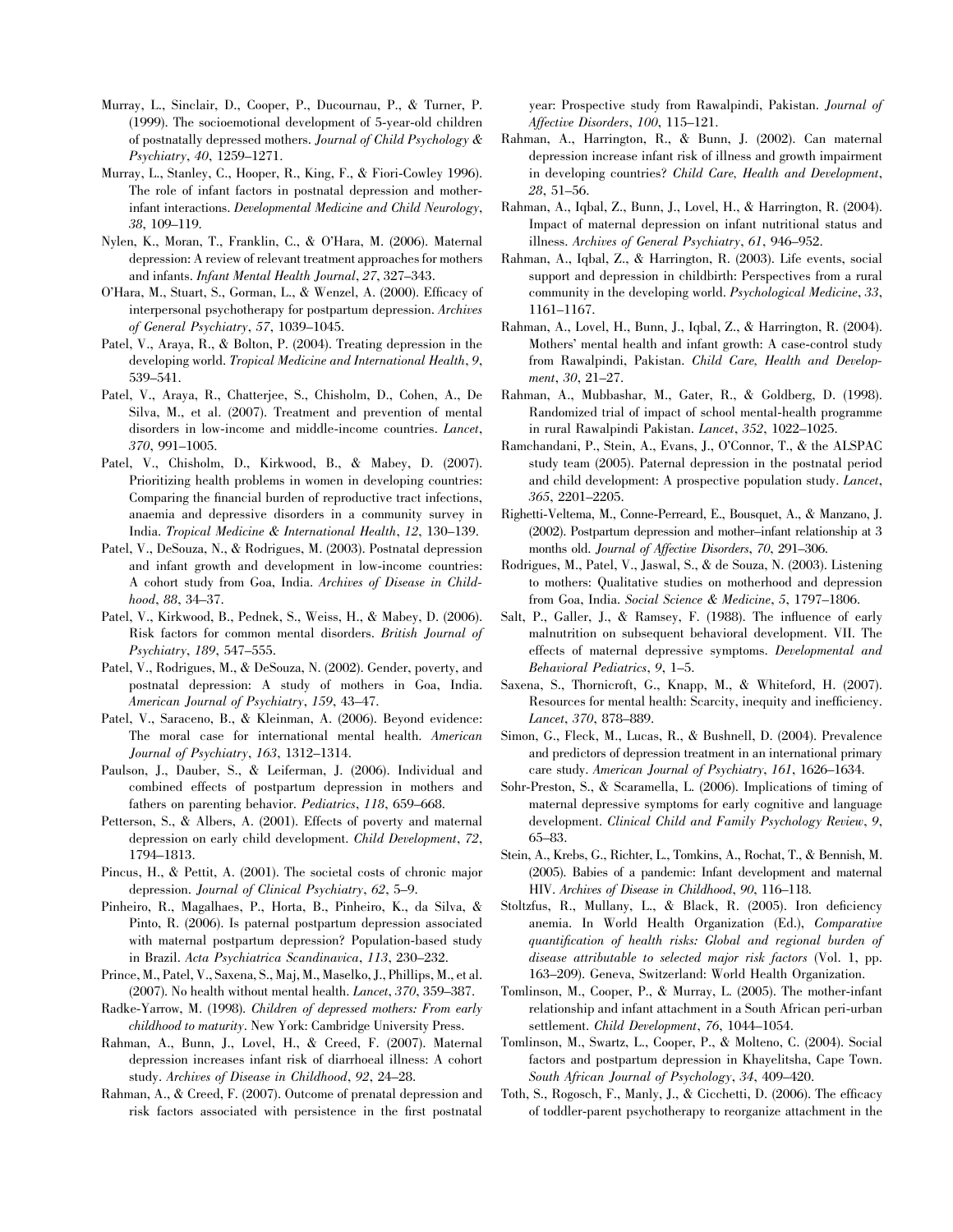Murray, L., Sinclair, D., Cooper, P., Ducournau, P., & Turner, P. (1999). The socioemotional development of 5-year-old children of postnatally depressed mothers. *Journal of Child Psychology & Psychiatry*, *40*, 1259–1271.

Murray, L., Stanley, C., Hooper, R., King, F., & Fiori-Cowley 1996). The role of infant factors in postnatal depression and mother-infant interactions. *Developmental Medicine and Child Neurology*, *38*, 109–119.

Nylen, K., Moran, T., Franklin, C., & O'Hara, M. (2006). Maternal depression: A review of relevant treatment approaches for mothers and infants. *Infant Mental Health Journal*, *27*, 327–343.

O'Hara, M., Stuart, S., Gorman, L., & Wenzel, A. (2000). Efficacy of interpersonal psychotherapy for postpartum depression. *Archives of General Psychiatry*, *57*, 1039–1045.

Patel, V., Araya, R., & Bolton, P. (2004). Treating depression in the developing world. *Tropical Medicine and International Health*, *9*, 539–541.

Patel, V., Araya, R., Chatterjee, S., Chisholm, D., Cohen, A., De Silva, M., et al. (2007). Treatment and prevention of mental disorders in low-income and middle-income countries. *Lancet*, *370*, 991–1005.

Patel, V., Chisholm, D., Kirkwood, B., & Mabey, D. (2007). Prioritizing health problems in women in developing countries: Comparing the financial burden of reproductive tract infections, anaemia and depressive disorders in a community survey in India. *Tropical Medicine & International Health*, *12*, 130–139.

Patel, V., DeSouza, N., & Rodrigues, M. (2003). Postnatal depression and infant growth and development in low-income countries: A cohort study from Goa, India. *Archives of Disease in Childhood*, *88*, 34–37.

Patel, V., Kirkwood, B., Pednek, S., Weiss, H., & Mabey, D. (2006). Risk factors for common mental disorders. *British Journal of Psychiatry*, *189*, 547–555.

Patel, V., Rodrigues, M., & DeSouza, N. (2002). Gender, poverty, and postnatal depression: A study of mothers in Goa, India. *American Journal of Psychiatry*, *159*, 43–47.

Patel, V., Saraceno, B., & Kleinman, A. (2006). Beyond evidence: The moral case for international mental health. *American Journal of Psychiatry*, *163*, 1312–1314.

Paulson, J., Dauber, S., & Leiferman, J. (2006). Individual and combined effects of postpartum depression in mothers and fathers on parenting behavior. *Pediatrics*, *118*, 659–668.

Petterson, S., & Albers, A. (2001). Effects of poverty and maternal depression on early child development. *Child Development*, *72*, 1794–1813.

Pincus, H., & Pettit, A. (2001). The societal costs of chronic major depression. *Journal of Clinical Psychiatry*, *62*, 5–9.

Pinheiro, R., Magalhaes, P., Horta, B., Pinheiro, K., da Silva, & Pinto, R. (2006). Is paternal postpartum depression associated with maternal postpartum depression? Population-based study in Brazil. *Acta Psychiatrica Scandinavica*, *113*, 230–232.

Prince, M., Patel, V., Saxena, S., Maj, M., Maselko, J., Phillips, M., et al. (2007). No health without mental health. *Lancet*, *370*, 359–387.

Radke-Yarrow, M. (1998). *Children of depressed mothers: From early childhood to maturity*. New York: Cambridge University Press.

Rahman, A., Bunn, J., Lovel, H., & Creed, F. (2007). Maternal depression increases infant risk of diarrhoeal illness: A cohort study. *Archives of Disease in Childhood*, *92*, 24–28.

Rahman, A., & Creed, F. (2007). Outcome of prenatal depression and risk factors associated with persistence in the first postnatal year: Prospective study from Rawalpindi, Pakistan. *Journal of Affective Disorders*, *100*, 115–121.

Rahman, A., Harrington, R., & Bunn, J. (2002). Can maternal depression increase infant risk of illness and growth impairment in developing countries? *Child Care, Health and Development*, *28*, 51–56.

Rahman, A., Iqbal, Z., Bunn, J., Lovel, H., & Harrington, R. (2004). Impact of maternal depression on infant nutritional status and illness. *Archives of General Psychiatry*, *61*, 946–952.

Rahman, A., Iqbal, Z., & Harrington, R. (2003). Life events, social support and depression in childbirth: Perspectives from a rural community in the developing world. *Psychological Medicine*, *33*, 1161–1167.

Rahman, A., Lovel, H., Bunn, J., Iqbal, Z., & Harrington, R. (2004). Mothers' mental health and infant growth: A case-control study from Rawalpindi, Pakistan. *Child Care, Health and Development*, *30*, 21–27.

Rahman, A., Mubbashar, M., Gater, R., & Goldberg, D. (1998). Randomized trial of impact of school mental-health programme in rural Rawalpindi Pakistan. *Lancet*, *352*, 1022–1025.

Ramchandani, P., Stein, A., Evans, J., O'Connor, T., & the ALSPAC study team (2005). Paternal depression in the postnatal period and child development: A prospective population study. *Lancet*, *365*, 2201–2205.

Righetti-Veltema, M., Conne-Perreard, E., Bousquet, A., & Manzano, J. (2002). Postpartum depression and mother–infant relationship at 3 months old. *Journal of Affective Disorders*, *70*, 291–306.

Rodrigues, M., Patel, V., Jaswal, S., & de Souza, N. (2003). Listening to mothers: Qualitative studies on motherhood and depression from Goa, India. *Social Science & Medicine*, *5*, 1797–1806.

Salt, P., Galler, J., & Ramsey, F. (1988). The influence of early malnutrition on subsequent behavioral development. VII. The effects of maternal depressive symptoms. *Developmental and Behavioral Pediatrics*, *9*, 1–5.

Saxena, S., Thornicroft, G., Knapp, M., & Whiteford, H. (2007). Resources for mental health: Scarcity, inequity and inefficiency. *Lancet*, *370*, 878–889.

Simon, G., Fleck, M., Lucas, R., & Bushnell, D. (2004). Prevalence and predictors of depression treatment in an international primary care study. *American Journal of Psychiatry*, *161*, 1626–1634.

Sohr-Preston, S., & Scaramella, L. (2006). Implications of timing of maternal depressive symptoms for early cognitive and language development. *Clinical Child and Family Psychology Review*, *9*, 65–83.

Stein, A., Krebs, G., Richter, L., Tomkins, A., Rochat, T., & Bennish, M. (2005). Babies of a pandemic: Infant development and maternal HIV. *Archives of Disease in Childhood*, *90*, 116–118.

Stoltzfus, R., Mullany, L., & Black, R. (2005). Iron deficiency anemia. In World Health Organization (Ed.), *Comparative quantification of health risks: Global and regional burden of disease attributable to selected major risk factors* (Vol. 1, pp. 163–209). Geneva, Switzerland: World Health Organization.

Tomlinson, M., Cooper, P., & Murray, L. (2005). The mother-infant relationship and infant attachment in a South African peri-urban settlement. *Child Development*, *76*, 1044–1054.

Tomlinson, M., Swartz, L., Cooper, P., & Molteno, C. (2004). Social factors and postpartum depression in Khayelitsha, Cape Town. *South African Journal of Psychology*, *34*, 409–420.

Toth, S., Rogosch, F., Manly, J., & Cicchetti, D. (2006). The efficacy of toddler-parent psychotherapy to reorganize attachment in the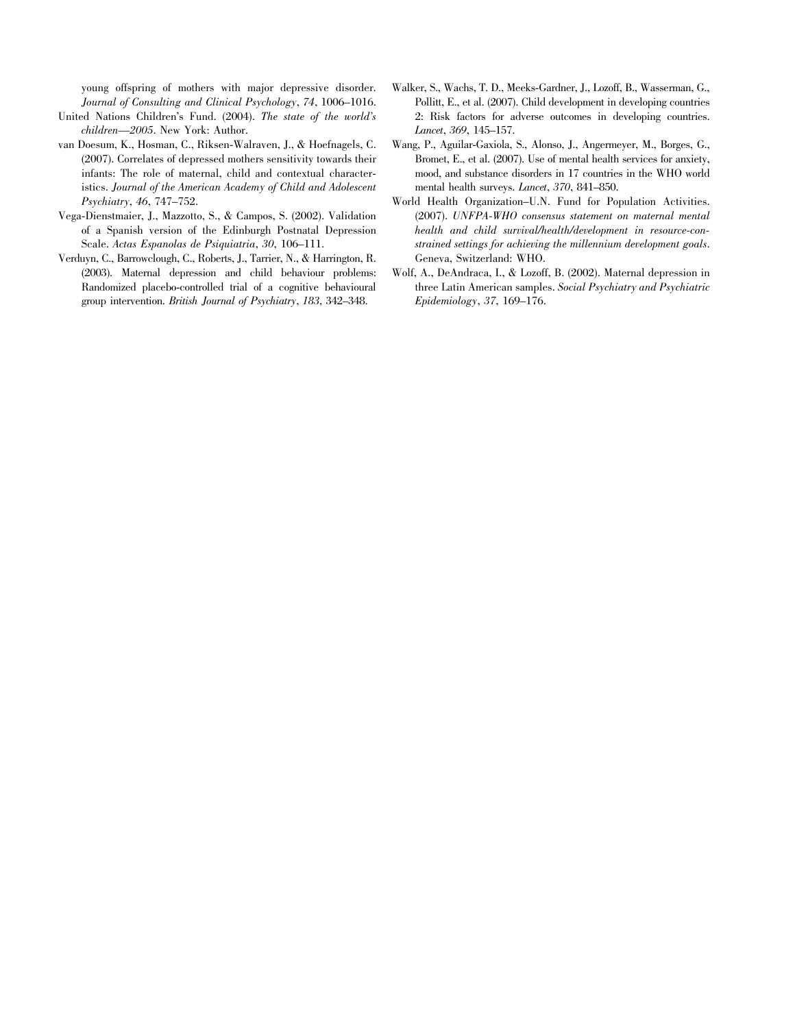young offspring of mothers with major depressive disorder. *Journal of Consulting and Clinical Psychology*, *74*, 1006–1016.

United Nations Children's Fund. (2004). *The state of the world's children—2005*. New York: Author.

van Doesum, K., Hosman, C., Riksen-Walraven, J., & Hoefnagels, C. (2007). Correlates of depressed mothers sensitivity towards their infants: The role of maternal, child and contextual characteristics. *Journal of the American Academy of Child and Adolescent Psychiatry*, *46*, 747–752.

Vega-Dienstmaier, J., Mazzotto, S., & Campos, S. (2002). Validation of a Spanish version of the Edinburgh Postnatal Depression Scale. *Actas Espanolas de Psiquiatria*, *30*, 106–111.

Verduyn, C., Barrowclough, C., Roberts, J., Tarrier, N., & Harrington, R. (2003). Maternal depression and child behaviour problems: Randomized placebo-controlled trial of a cognitive behavioural group intervention. *British Journal of Psychiatry*, *183*, 342–348.

Walker, S., Wachs, T. D., Meeks-Gardner, J., Lozoff, B., Wasserman, G., Pollitt, E., et al. (2007). Child development in developing countries 2: Risk factors for adverse outcomes in developing countries. *Lancet*, *369*, 145–157.

Wang, P., Aguilar-Gaxiola, S., Alonso, J., Angermeyer, M., Borges, G., Bromet, E., et al. (2007). Use of mental health services for anxiety, mood, and substance disorders in 17 countries in the WHO world mental health surveys. *Lancet*, *370*, 841–850.

World Health Organization–U.N. Fund for Population Activities. (2007). *UNFPA-WHO consensus statement on maternal mental health and child survival/health/development in resource-constrained settings for achieving the millennium development goals*. Geneva, Switzerland: WHO.

Wolf, A., DeAndraca, I., & Lozoff, B. (2002). Maternal depression in three Latin American samples. *Social Psychiatry and Psychiatric Epidemiology*, *37*, 169–176.